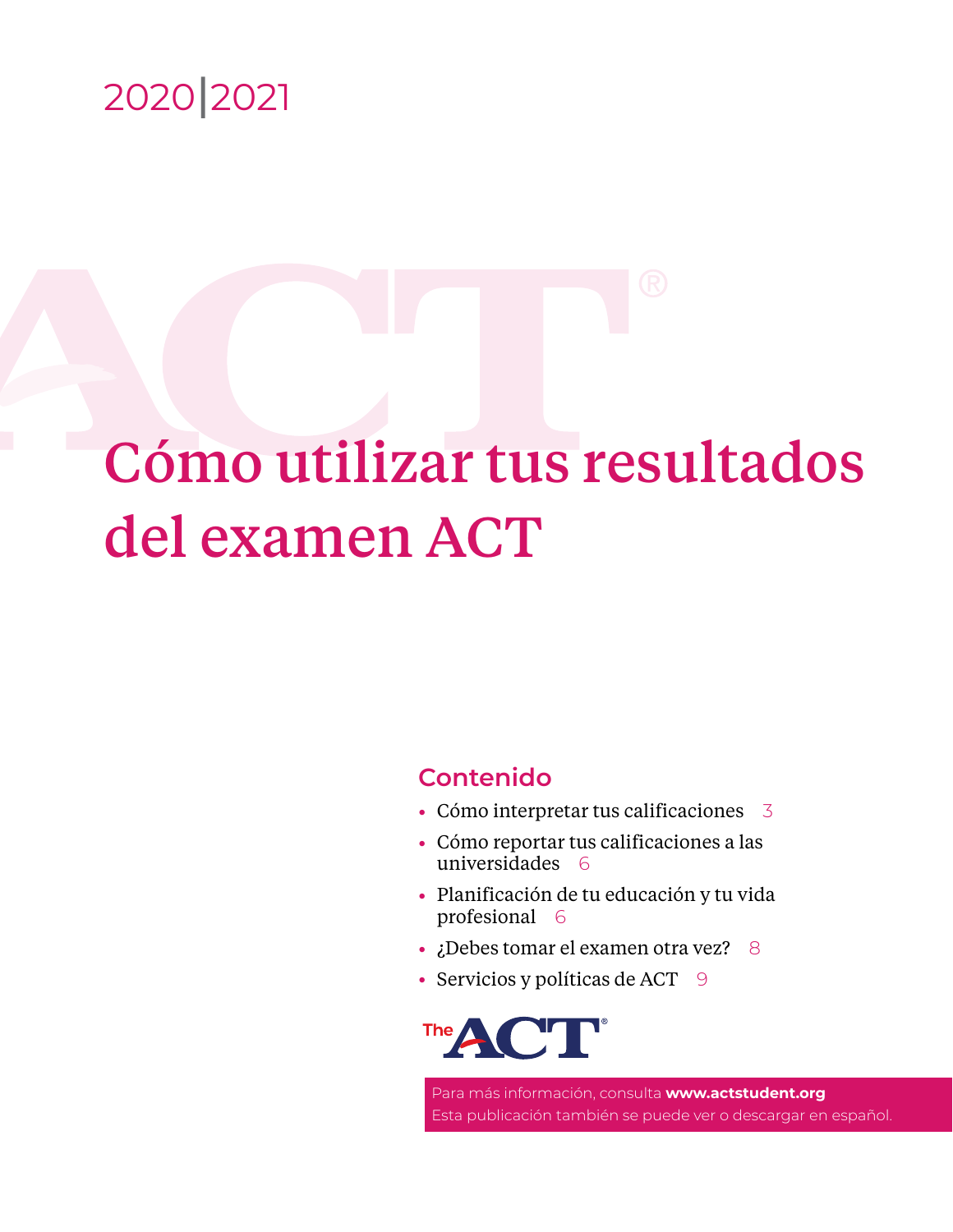2020|2021

# Cómo utilizar tus resultados del examen ACT

## Contenido

- Cómo interpretar tus calificaciones 3
- Cómo reportar tus calificaciones a las universidades 6
- Planificación de tu educación y tu vida profesional 6
- ¿Debes tomar el examen otra vez? 8
- Servicios y políticas de ACT 9

The ACT®

Para más información, consulta **www.actstudent.org**
Esta publicación también se puede ver o descargar en español.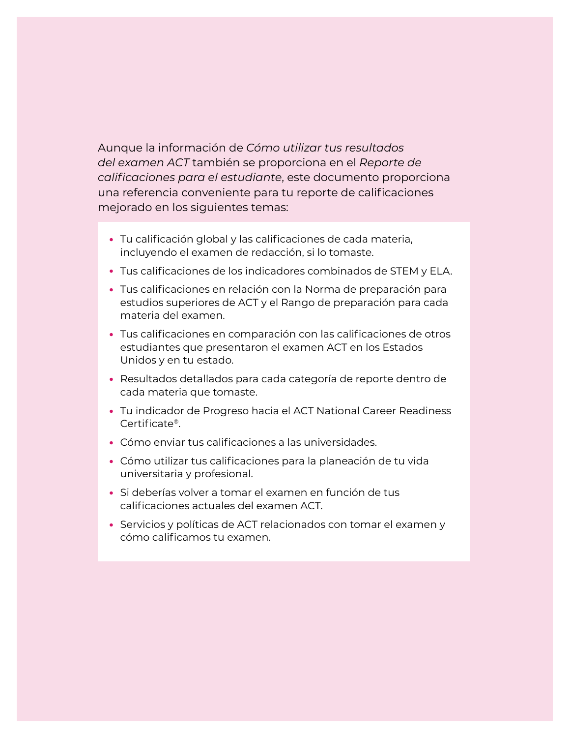Aunque la información de *Cómo utilizar tus resultados del examen ACT* también se proporciona en el *Reporte de calificaciones para el estudiante*, este documento proporciona una referencia conveniente para tu reporte de calificaciones mejorado en los siguientes temas:

- Tu calificación global y las calificaciones de cada materia, incluyendo el examen de redacción, si lo tomaste.
- Tus calificaciones de los indicadores combinados de STEM y ELA.
- Tus calificaciones en relación con la Norma de preparación para estudios superiores de ACT y el Rango de preparación para cada materia del examen.
- Tus calificaciones en comparación con las calificaciones de otros estudiantes que presentaron el examen ACT en los Estados Unidos y en tu estado.
- Resultados detallados para cada categoría de reporte dentro de cada materia que tomaste.
- Tu indicador de Progreso hacia el ACT National Career Readiness Certificate®.
- Cómo enviar tus calificaciones a las universidades.
- Cómo utilizar tus calificaciones para la planeación de tu vida universitaria y profesional.
- Si deberías volver a tomar el examen en función de tus calificaciones actuales del examen ACT.
- Servicios y políticas de ACT relacionados con tomar el examen y cómo calificamos tu examen.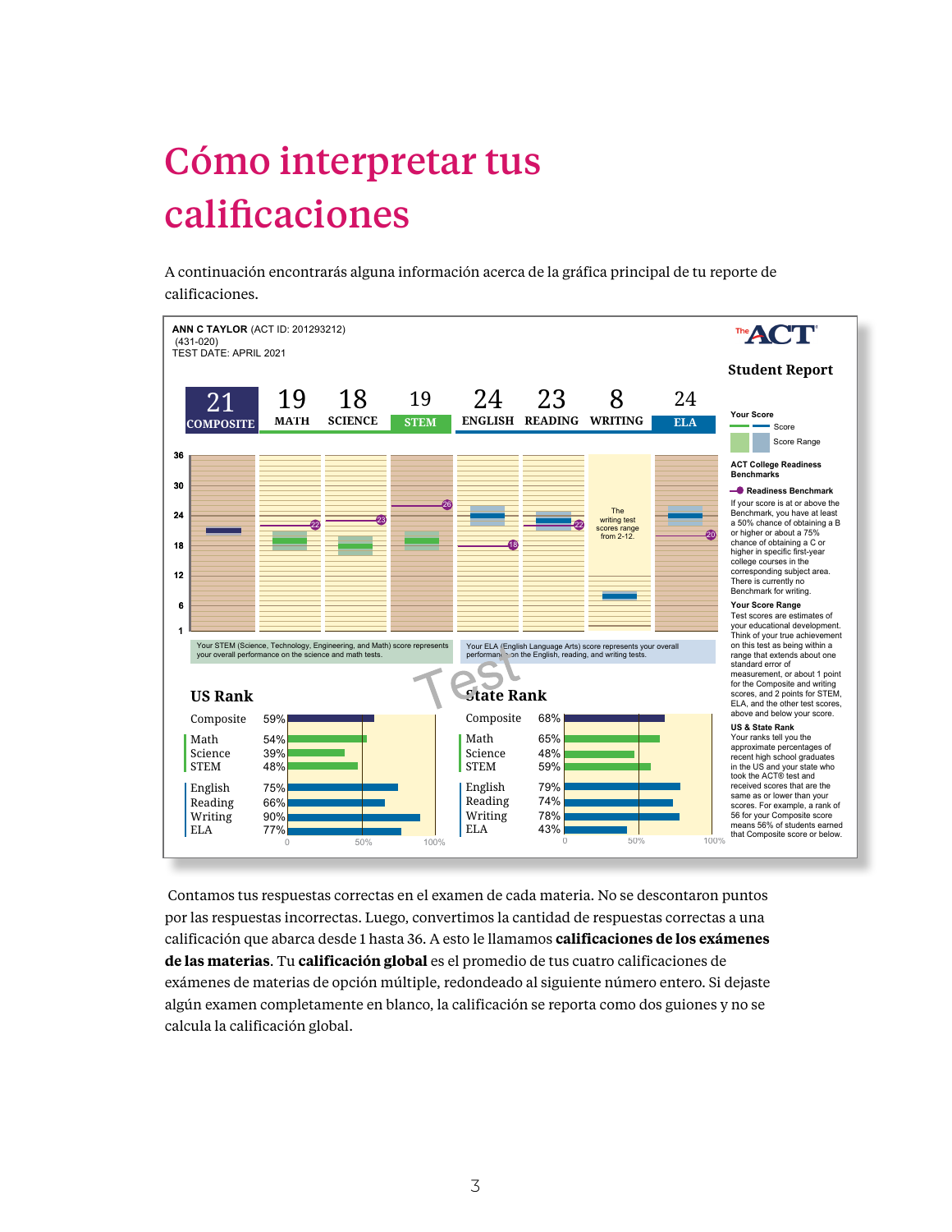# Cómo interpretar tus calificaciones

A continuación encontrarás alguna información acerca de la gráfica principal de tu reporte de calificaciones.

**ANN C TAYLOR** (ACT ID: 201293212)
(431-020)
TEST DATE: APRIL 2021

**The ACT**
**Student Report**

| 21 | 19 | 18 | 19 | 24 | 23 | 8 | 24 |
|---|---|---|---|---|---|---|---|
| COMPOSITE | MATH | SCIENCE | STEM | ENGLISH | READING | WRITING | ELA |

The writing test scores range from 2-12.

Your STEM (Science, Technology, Engineering, and Math) score represents your overall performance on the science and math tests.

Your ELA (English Language Arts) score represents your overall performance on the English, reading, and writing tests.

Test

**Your Score**
Score
Score Range

**ACT College Readiness Benchmarks**

Readiness Benchmark

If your score is at or above the Benchmark, you have at least a 50% chance of obtaining a B or higher or about a 75% chance of obtaining a C or higher in specific first-year college courses in the corresponding subject area. There is currently no Benchmark for writing.

**Your Score Range**
Test scores are estimates of your educational development. Think of your true achievement on this test as being within a range that extends about one standard error of measurement, or about 1 point for the Composite and writing scores, and 2 points for STEM, ELA, and the other test scores, above and below your score.

**US & State Rank**
Your ranks tell you the approximate percentages of recent high school graduates in the US and your state who took the ACT® test and received scores that are the same as or lower than your scores. For example, a rank of 56 for your Composite score means 56% of students earned that Composite score or below.

## US Rank

| | |
|---|---|
| Composite | 59% |
| Math | 54% |
| Science | 39% |
| STEM | 48% |
| English | 75% |
| Reading | 66% |
| Writing | 90% |
| ELA | 77% |

## State Rank

| | |
|---|---|
| Composite | 68% |
| Math | 65% |
| Science | 48% |
| STEM | 59% |
| English | 79% |
| Reading | 74% |
| Writing | 78% |
| ELA | 43% |

Contamos tus respuestas correctas en el examen de cada materia. No se descontaron puntos por las respuestas incorrectas. Luego, convertimos la cantidad de respuestas correctas a una calificación que abarca desde 1 hasta 36. A esto le llamamos **calificaciones de los exámenes de las materias**. Tu **calificación global** es el promedio de tus cuatro calificaciones de exámenes de materias de opción múltiple, redondeado al siguiente número entero. Si dejaste algún examen completamente en blanco, la calificación se reporta como dos guiones y no se calcula la calificación global.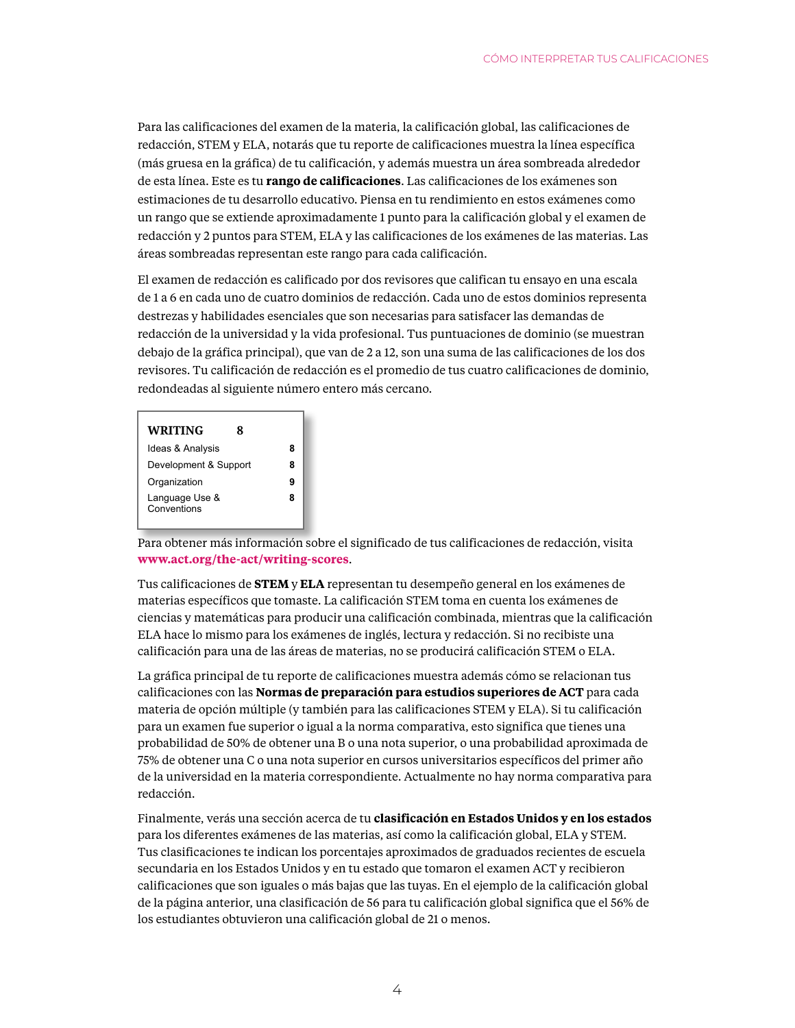Para las calificaciones del examen de la materia, la calificación global, las calificaciones de redacción, STEM y ELA, notarás que tu reporte de calificaciones muestra la línea específica (más gruesa en la gráfica) de tu calificación, y además muestra un área sombreada alrededor de esta línea. Este es tu **rango de calificaciones**. Las calificaciones de los exámenes son estimaciones de tu desarrollo educativo. Piensa en tu rendimiento en estos exámenes como un rango que se extiende aproximadamente 1 punto para la calificación global y el examen de redacción y 2 puntos para STEM, ELA y las calificaciones de los exámenes de las materias. Las áreas sombreadas representan este rango para cada calificación.

El examen de redacción es calificado por dos revisores que califican tu ensayo en una escala de 1 a 6 en cada uno de cuatro dominios de redacción. Cada uno de estos dominios representa destrezas y habilidades esenciales que son necesarias para satisfacer las demandas de redacción de la universidad y la vida profesional. Tus puntuaciones de dominio (se muestran debajo de la gráfica principal), que van de 2 a 12, son una suma de las calificaciones de los dos revisores. Tu calificación de redacción es el promedio de tus cuatro calificaciones de dominio, redondeadas al siguiente número entero más cercano.

| **WRITING** | **8** |
| --- | --- |
| Ideas & Analysis | 8 |
| Development & Support | 8 |
| Organization | 9 |
| Language Use & Conventions | 8 |

Para obtener más información sobre el significado de tus calificaciones de redacción, visita **www.act.org/the-act/writing-scores**.

Tus calificaciones de **STEM** y **ELA** representan tu desempeño general en los exámenes de materias específicos que tomaste. La calificación STEM toma en cuenta los exámenes de ciencias y matemáticas para producir una calificación combinada, mientras que la calificación ELA hace lo mismo para los exámenes de inglés, lectura y redacción. Si no recibiste una calificación para una de las áreas de materias, no se producirá calificación STEM o ELA.

La gráfica principal de tu reporte de calificaciones muestra además cómo se relacionan tus calificaciones con las **Normas de preparación para estudios superiores de ACT** para cada materia de opción múltiple (y también para las calificaciones STEM y ELA). Si tu calificación para un examen fue superior o igual a la norma comparativa, esto significa que tienes una probabilidad de 50% de obtener una B o una nota superior, o una probabilidad aproximada de 75% de obtener una C o una nota superior en cursos universitarios específicos del primer año de la universidad en la materia correspondiente. Actualmente no hay norma comparativa para redacción.

Finalmente, verás una sección acerca de tu **clasificación en Estados Unidos y en los estados** para los diferentes exámenes de las materias, así como la calificación global, ELA y STEM. Tus clasificaciones te indican los porcentajes aproximados de graduados recientes de escuela secundaria en los Estados Unidos y en tu estado que tomaron el examen ACT y recibieron calificaciones que son iguales o más bajas que las tuyas. En el ejemplo de la calificación global de la página anterior, una clasificación de 56 para tu calificación global significa que el 56% de los estudiantes obtuvieron una calificación global de 21 o menos.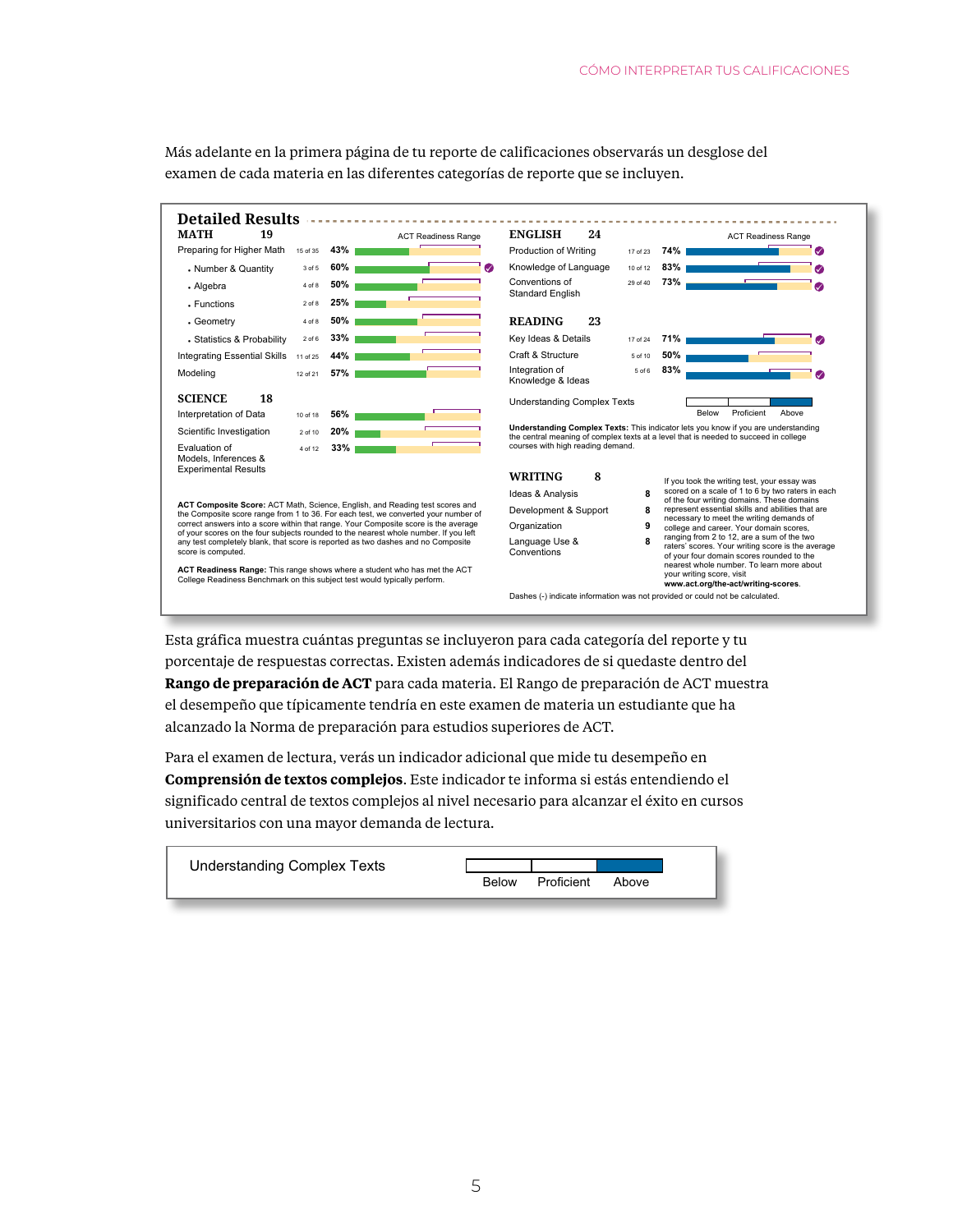Más adelante en la primera página de tu reporte de calificaciones observarás un desglose del examen de cada materia en las diferentes categorías de reporte que se incluyen.

## Detailed Results

### MATH 19

| | | | ACT Readiness Range |
|---|---|---|---|
| Preparing for Higher Math | 15 of 35 | 43% | |
| • Number & Quantity | 3 of 5 | 60% | ✓ |
| • Algebra | 4 of 8 | 50% | |
| • Functions | 2 of 8 | 25% | |
| • Geometry | 4 of 8 | 50% | |
| • Statistics & Probability | 2 of 6 | 33% | |
| Integrating Essential Skills | 11 of 25 | 44% | |
| Modeling | 12 of 21 | 57% | |

### SCIENCE 18

| | | | |
|---|---|---|---|
| Interpretation of Data | 10 of 18 | 56% | |
| Scientific Investigation | 2 of 10 | 20% | |
| Evaluation of Models, Inferences & Experimental Results | 4 of 12 | 33% | |

**ACT Composite Score:** ACT Math, Science, English, and Reading test scores and the Composite score range from 1 to 36. For each test, we converted your number of correct answers into a score within that range. Your Composite score is the average of your scores on the four subjects rounded to the nearest whole number. If you left any test completely blank, that score is reported as two dashes and no Composite score is computed.

**ACT Readiness Range:** This range shows where a student who has met the ACT College Readiness Benchmark on this subject test would typically perform.

### ENGLISH 24

| | | | ACT Readiness Range |
|---|---|---|---|
| Production of Writing | 17 of 23 | 74% | ✓ |
| Knowledge of Language | 10 of 12 | 83% | ✓ |
| Conventions of Standard English | 29 of 40 | 73% | ✓ |

### READING 23

| | | | |
|---|---|---|---|
| Key Ideas & Details | 17 of 24 | 71% | ✓ |
| Craft & Structure | 5 of 10 | 50% | |
| Integration of Knowledge & Ideas | 5 of 6 | 83% | ✓ |

Understanding Complex Texts — Below | Proficient | Above

**Understanding Complex Texts:** This indicator lets you know if you are understanding the central meaning of complex texts at a level that is needed to succeed in college courses with high reading demand.

### WRITING 8

| | |
|---|---|
| Ideas & Analysis | 8 |
| Development & Support | 8 |
| Organization | 9 |
| Language Use & Conventions | 8 |

If you took the writing test, your essay was scored on a scale of 1 to 6 by two raters in each of the four writing domains. These domains represent essential skills and abilities that are necessary to meet the writing demands of college and career. Your domain scores, ranging from 2 to 12, are a sum of the two raters' scores. Your writing score is the average of your four domain scores rounded to the nearest whole number. To learn more about your writing score, visit **www.act.org/the-act/writing-scores**.

Dashes (-) indicate information was not provided or could not be calculated.

Esta gráfica muestra cuántas preguntas se incluyeron para cada categoría del reporte y tu porcentaje de respuestas correctas. Existen además indicadores de si quedaste dentro del **Rango de preparación de ACT** para cada materia. El Rango de preparación de ACT muestra el desempeño que típicamente tendría en este examen de materia un estudiante que ha alcanzado la Norma de preparación para estudios superiores de ACT.

Para el examen de lectura, verás un indicador adicional que mide tu desempeño en **Comprensión de textos complejos**. Este indicador te informa si estás entendiendo el significado central de textos complejos al nivel necesario para alcanzar el éxito en cursos universitarios con una mayor demanda de lectura.

Understanding Complex Texts — Below | Proficient | Above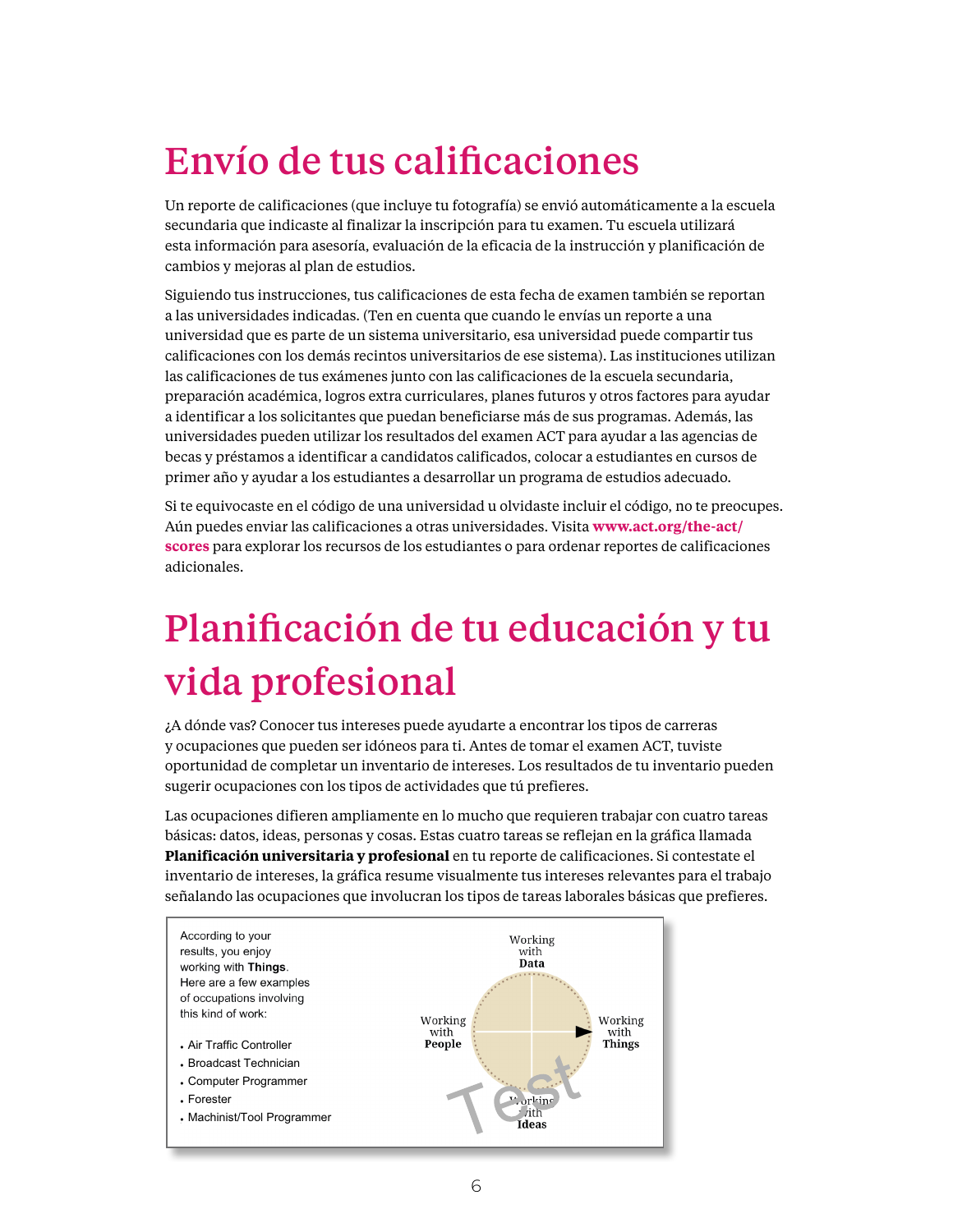# Envío de tus calificaciones

Un reporte de calificaciones (que incluye tu fotografía) se envió automáticamente a la escuela secundaria que indicaste al finalizar la inscripción para tu examen. Tu escuela utilizará esta información para asesoría, evaluación de la eficacia de la instrucción y planificación de cambios y mejoras al plan de estudios.

Siguiendo tus instrucciones, tus calificaciones de esta fecha de examen también se reportan a las universidades indicadas. (Ten en cuenta que cuando le envías un reporte a una universidad que es parte de un sistema universitario, esa universidad puede compartir tus calificaciones con los demás recintos universitarios de ese sistema). Las instituciones utilizan las calificaciones de tus exámenes junto con las calificaciones de la escuela secundaria, preparación académica, logros extra curriculares, planes futuros y otros factores para ayudar a identificar a los solicitantes que puedan beneficiarse más de sus programas. Además, las universidades pueden utilizar los resultados del examen ACT para ayudar a las agencias de becas y préstamos a identificar a candidatos calificados, colocar a estudiantes en cursos de primer año y ayudar a los estudiantes a desarrollar un programa de estudios adecuado.

Si te equivocaste en el código de una universidad u olvidaste incluir el código, no te preocupes. Aún puedes enviar las calificaciones a otras universidades. Visita **www.act.org/the-act/scores** para explorar los recursos de los estudiantes o para ordenar reportes de calificaciones adicionales.

# Planificación de tu educación y tu vida profesional

¿A dónde vas? Conocer tus intereses puede ayudarte a encontrar los tipos de carreras y ocupaciones que pueden ser idóneos para ti. Antes de tomar el examen ACT, tuviste oportunidad de completar un inventario de intereses. Los resultados de tu inventario pueden sugerir ocupaciones con los tipos de actividades que tú prefieres.

Las ocupaciones difieren ampliamente en lo mucho que requieren trabajar con cuatro tareas básicas: datos, ideas, personas y cosas. Estas cuatro tareas se reflejan en la gráfica llamada **Planificación universitaria y profesional** en tu reporte de calificaciones. Si contestate el inventario de intereses, la gráfica resume visualmente tus intereses relevantes para el trabajo señalando las ocupaciones que involucran los tipos de tareas laborales básicas que prefieres.

According to your results, you enjoy working with **Things**. Here are a few examples of occupations involving this kind of work:

- Air Traffic Controller
- Broadcast Technician
- Computer Programmer
- Forester
- Machinist/Tool Programmer

Working with **Data**

Working with **People**

Working with **Things**

Working with **Ideas**

Test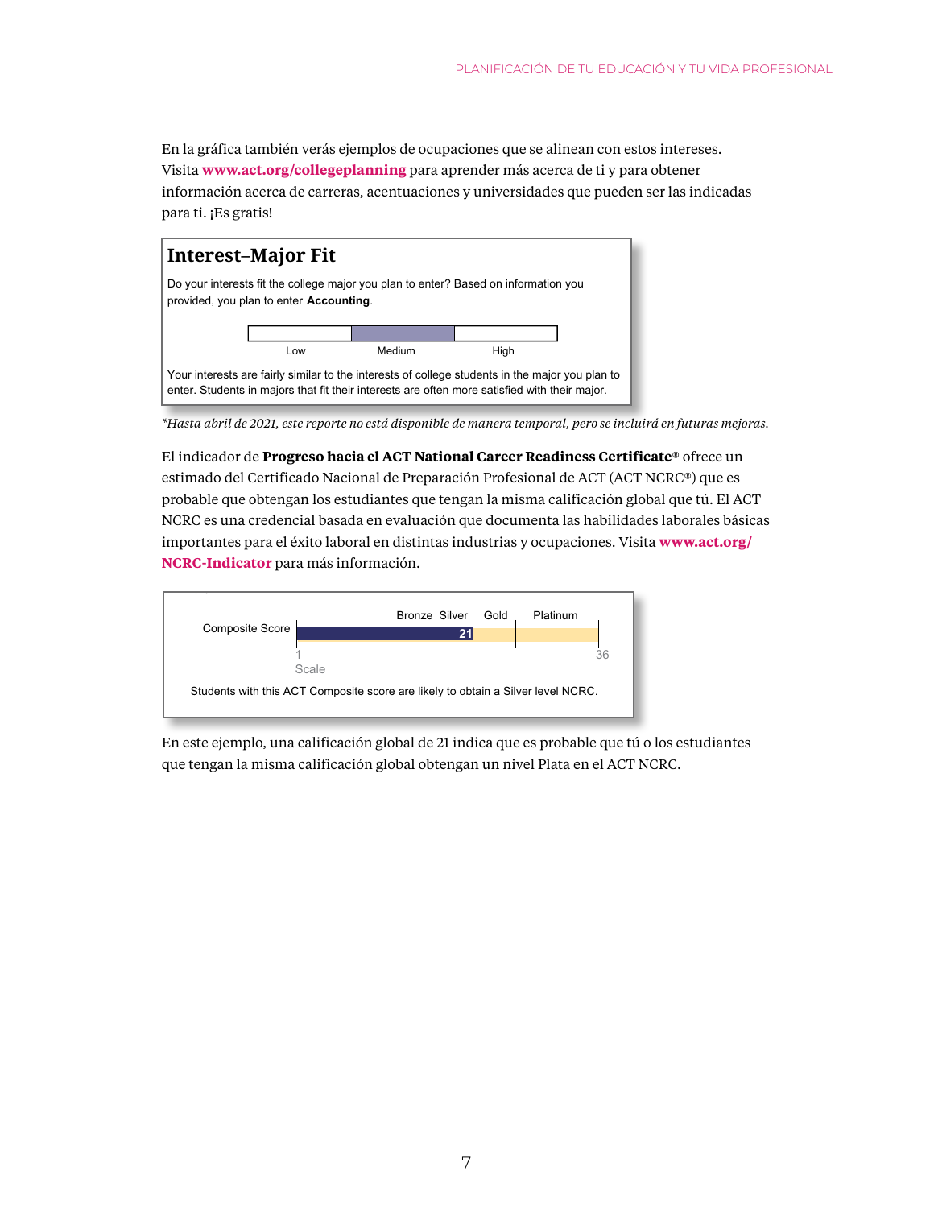En la gráfica también verás ejemplos de ocupaciones que se alinean con estos intereses. Visita **www.act.org/collegeplanning** para aprender más acerca de ti y para obtener información acerca de carreras, acentuaciones y universidades que pueden ser las indicadas para ti. ¡Es gratis!

## Interest–Major Fit

Do your interests fit the college major you plan to enter? Based on information you provided, you plan to enter **Accounting**.

| Low | Medium | High |
| --- | --- | --- |

Your interests are fairly similar to the interests of college students in the major you plan to enter. Students in majors that fit their interests are often more satisfied with their major.

*\*Hasta abril de 2021, este reporte no está disponible de manera temporal, pero se incluirá en futuras mejoras.*

El indicador de **Progreso hacia el ACT National Career Readiness Certificate®** ofrece un estimado del Certificado Nacional de Preparación Profesional de ACT (ACT NCRC®) que es probable que obtengan los estudiantes que tengan la misma calificación global que tú. El ACT NCRC es una credencial basada en evaluación que documenta las habilidades laborales básicas importantes para el éxito laboral en distintas industrias y ocupaciones. Visita **www.act.org/NCRC-Indicator** para más información.

Composite Score — Bronze, Silver, Gold, Platinum — 21

Scale: 1 – 36

Students with this ACT Composite score are likely to obtain a Silver level NCRC.

En este ejemplo, una calificación global de 21 indica que es probable que tú o los estudiantes que tengan la misma calificación global obtengan un nivel Plata en el ACT NCRC.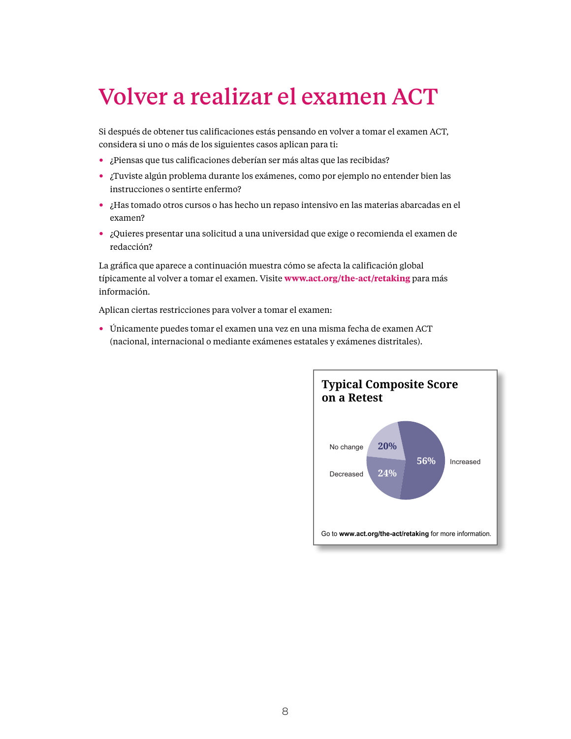# Volver a realizar el examen ACT

Si después de obtener tus calificaciones estás pensando en volver a tomar el examen ACT, considera si uno o más de los siguientes casos aplican para ti:

- ¿Piensas que tus calificaciones deberían ser más altas que las recibidas?
- ¿Tuviste algún problema durante los exámenes, como por ejemplo no entender bien las instrucciones o sentirte enfermo?
- ¿Has tomado otros cursos o has hecho un repaso intensivo en las materias abarcadas en el examen?
- ¿Quieres presentar una solicitud a una universidad que exige o recomienda el examen de redacción?

La gráfica que aparece a continuación muestra cómo se afecta la calificación global típicamente al volver a tomar el examen. Visite **www.act.org/the-act/retaking** para más información.

Aplican ciertas restricciones para volver a tomar el examen:

- Únicamente puedes tomar el examen una vez en una misma fecha de examen ACT (nacional, internacional o mediante exámenes estatales y exámenes distritales).

**Typical Composite Score on a Retest**

| Result | Percentage |
| --- | --- |
| Increased | 56% |
| Decreased | 24% |
| No change | 20% |

Go to **www.act.org/the-act/retaking** for more information.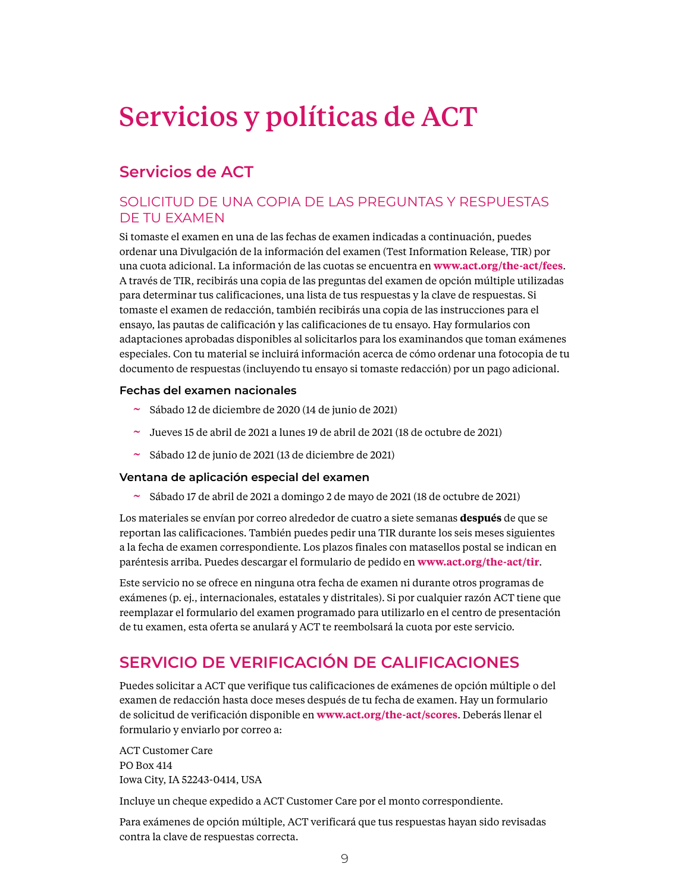# Servicios y políticas de ACT

## Servicios de ACT

### SOLICITUD DE UNA COPIA DE LAS PREGUNTAS Y RESPUESTAS DE TU EXAMEN

Si tomaste el examen en una de las fechas de examen indicadas a continuación, puedes ordenar una Divulgación de la información del examen (Test Information Release, TIR) por una cuota adicional. La información de las cuotas se encuentra en **www.act.org/the-act/fees**. A través de TIR, recibirás una copia de las preguntas del examen de opción múltiple utilizadas para determinar tus calificaciones, una lista de tus respuestas y la clave de respuestas. Si tomaste el examen de redacción, también recibirás una copia de las instrucciones para el ensayo, las pautas de calificación y las calificaciones de tu ensayo. Hay formularios con adaptaciones aprobadas disponibles al solicitarlos para los examinandos que toman exámenes especiales. Con tu material se incluirá información acerca de cómo ordenar una fotocopia de tu documento de respuestas (incluyendo tu ensayo si tomaste redacción) por un pago adicional.

#### Fechas del examen nacionales

- Sábado 12 de diciembre de 2020 (14 de junio de 2021)
- Jueves 15 de abril de 2021 a lunes 19 de abril de 2021 (18 de octubre de 2021)
- Sábado 12 de junio de 2021 (13 de diciembre de 2021)

#### Ventana de aplicación especial del examen

- Sábado 17 de abril de 2021 a domingo 2 de mayo de 2021 (18 de octubre de 2021)

Los materiales se envían por correo alrededor de cuatro a siete semanas **después** de que se reportan las calificaciones. También puedes pedir una TIR durante los seis meses siguientes a la fecha de examen correspondiente. Los plazos finales con matasellos postal se indican en paréntesis arriba. Puedes descargar el formulario de pedido en **www.act.org/the-act/tir**.

Este servicio no se ofrece en ninguna otra fecha de examen ni durante otros programas de exámenes (p. ej., internacionales, estatales y distritales). Si por cualquier razón ACT tiene que reemplazar el formulario del examen programado para utilizarlo en el centro de presentación de tu examen, esta oferta se anulará y ACT te reembolsará la cuota por este servicio.

## SERVICIO DE VERIFICACIÓN DE CALIFICACIONES

Puedes solicitar a ACT que verifique tus calificaciones de exámenes de opción múltiple o del examen de redacción hasta doce meses después de tu fecha de examen. Hay un formulario de solicitud de verificación disponible en **www.act.org/the-act/scores**. Deberás llenar el formulario y enviarlo por correo a:

ACT Customer Care
PO Box 414
Iowa City, IA 52243-0414, USA

Incluye un cheque expedido a ACT Customer Care por el monto correspondiente.

Para exámenes de opción múltiple, ACT verificará que tus respuestas hayan sido revisadas contra la clave de respuestas correcta.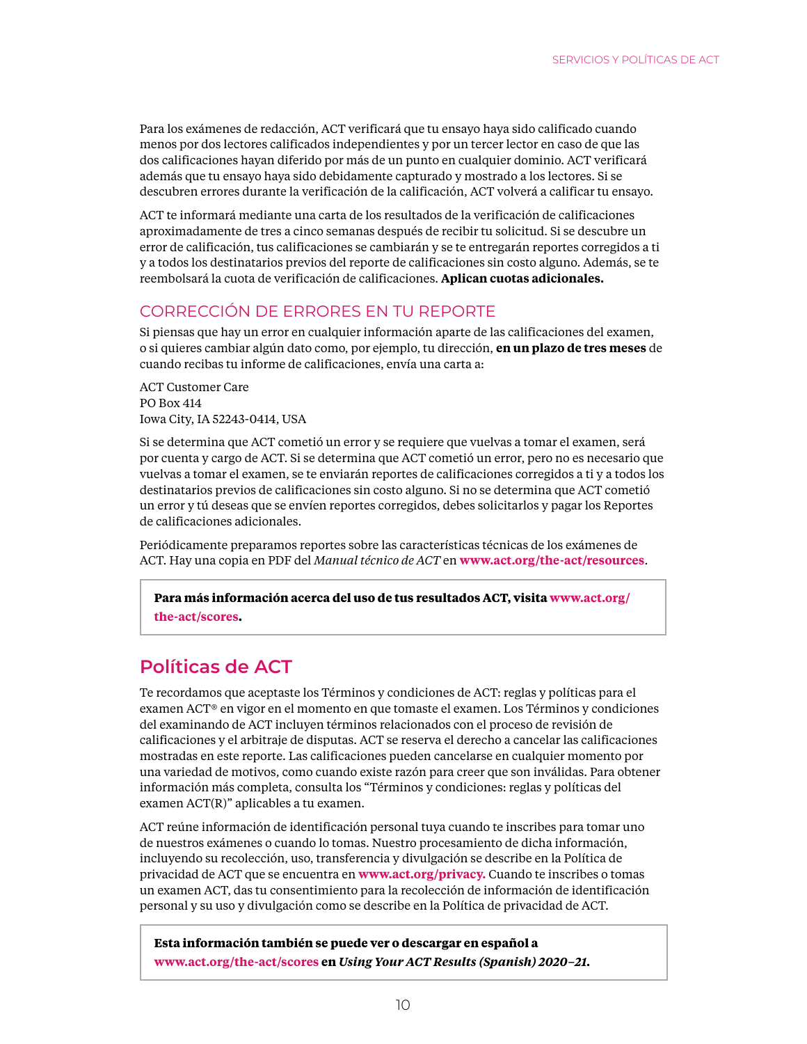Para los exámenes de redacción, ACT verificará que tu ensayo haya sido calificado cuando menos por dos lectores calificados independientes y por un tercer lector en caso de que las dos calificaciones hayan diferido por más de un punto en cualquier dominio. ACT verificará además que tu ensayo haya sido debidamente capturado y mostrado a los lectores. Si se descubren errores durante la verificación de la calificación, ACT volverá a calificar tu ensayo.

ACT te informará mediante una carta de los resultados de la verificación de calificaciones aproximadamente de tres a cinco semanas después de recibir tu solicitud. Si se descubre un error de calificación, tus calificaciones se cambiarán y se te entregarán reportes corregidos a ti y a todos los destinatarios previos del reporte de calificaciones sin costo alguno. Además, se te reembolsará la cuota de verificación de calificaciones. **Aplican cuotas adicionales.**

### CORRECCIÓN DE ERRORES EN TU REPORTE

Si piensas que hay un error en cualquier información aparte de las calificaciones del examen, o si quieres cambiar algún dato como, por ejemplo, tu dirección, **en un plazo de tres meses** de cuando recibas tu informe de calificaciones, envía una carta a:

ACT Customer Care
PO Box 414
Iowa City, IA 52243-0414, USA

Si se determina que ACT cometió un error y se requiere que vuelvas a tomar el examen, será por cuenta y cargo de ACT. Si se determina que ACT cometió un error, pero no es necesario que vuelvas a tomar el examen, se te enviarán reportes de calificaciones corregidos a ti y a todos los destinatarios previos de calificaciones sin costo alguno. Si no se determina que ACT cometió un error y tú deseas que se envíen reportes corregidos, debes solicitarlos y pagar los Reportes de calificaciones adicionales.

Periódicamente preparamos reportes sobre las características técnicas de los exámenes de ACT. Hay una copia en PDF del *Manual técnico de ACT* en **www.act.org/the-act/resources**.

**Para más información acerca del uso de tus resultados ACT, visita www.act.org/the-act/scores.**

## Políticas de ACT

Te recordamos que aceptaste los Términos y condiciones de ACT: reglas y políticas para el examen ACT® en vigor en el momento en que tomaste el examen. Los Términos y condiciones del examinando de ACT incluyen términos relacionados con el proceso de revisión de calificaciones y el arbitraje de disputas. ACT se reserva el derecho a cancelar las calificaciones mostradas en este reporte. Las calificaciones pueden cancelarse en cualquier momento por una variedad de motivos, como cuando existe razón para creer que son inválidas. Para obtener información más completa, consulta los "Términos y condiciones: reglas y políticas del examen ACT(R)" aplicables a tu examen.

ACT reúne información de identificación personal tuya cuando te inscribes para tomar uno de nuestros exámenes o cuando lo tomas. Nuestro procesamiento de dicha información, incluyendo su recolección, uso, transferencia y divulgación se describe en la Política de privacidad de ACT que se encuentra en **www.act.org/privacy.** Cuando te inscribes o tomas un examen ACT, das tu consentimiento para la recolección de información de identificación personal y su uso y divulgación como se describe en la Política de privacidad de ACT.

**Esta información también se puede ver o descargar en español a www.act.org/the-act/scores en *Using Your ACT Results (Spanish) 2020–21.***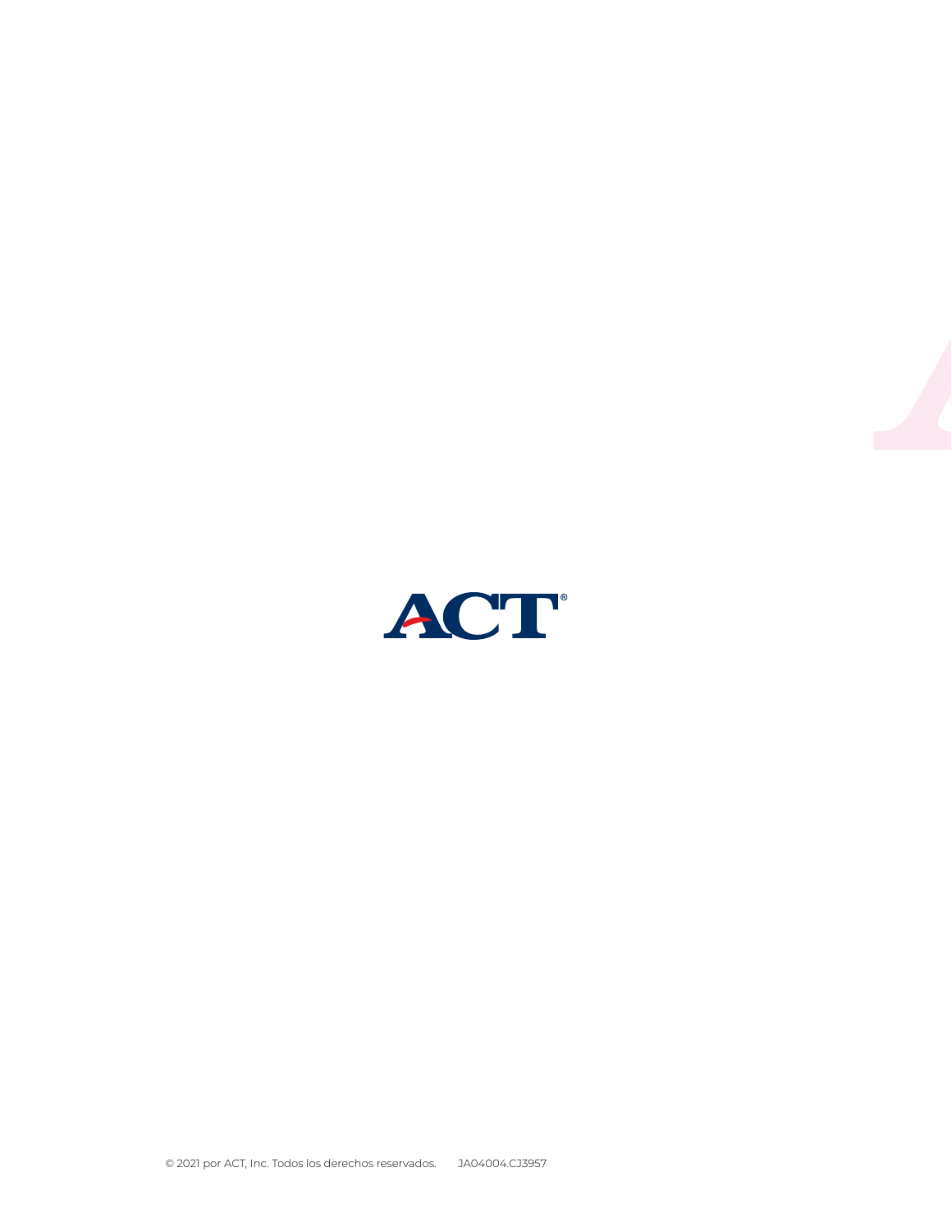ACT®

© 2021 por ACT, Inc. Todos los derechos reservados. JA04004.CJ3957